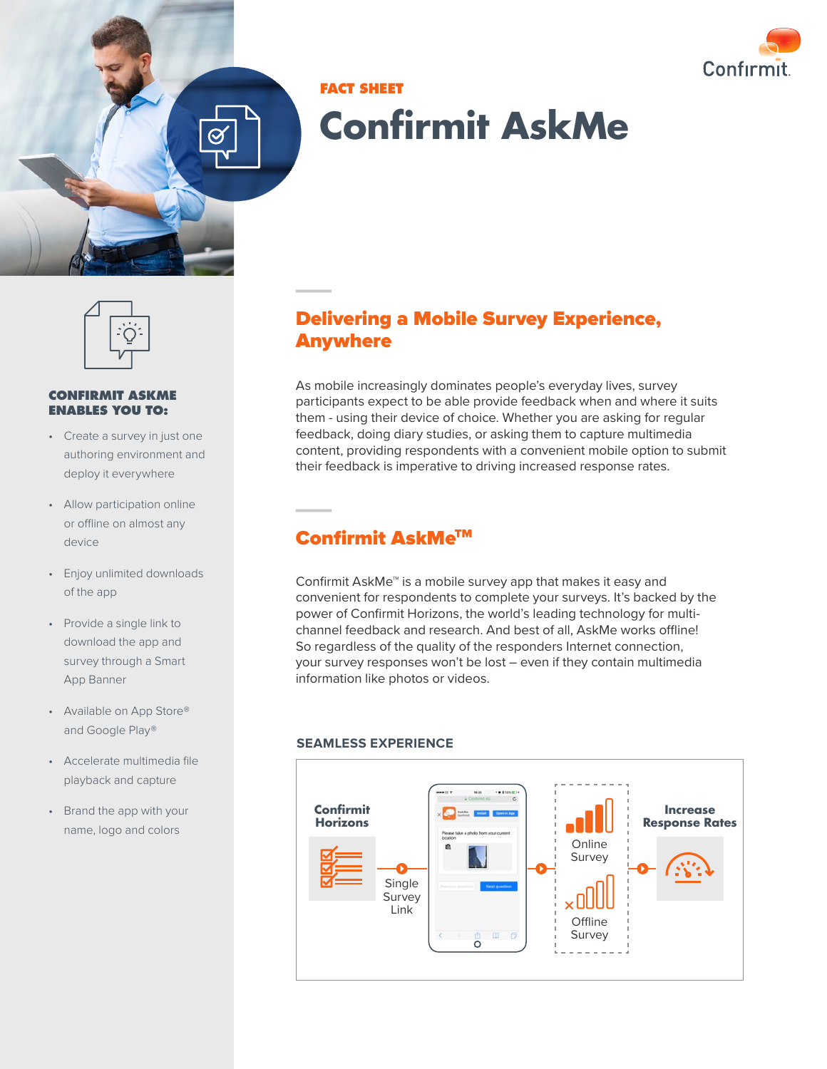FACT SHEET

# Confirmit AskMe

**CONFIRMIT ASKME ENABLES YOU TO:**

- Create a survey in just one authoring environment and deploy it everywhere
- Allow participation online or offline on almost any device
- Enjoy unlimited downloads of the app
- Provide a single link to download the app and survey through a Smart App Banner
- Available on App Store® and Google Play®
- Accelerate multimedia file playback and capture
- Brand the app with your name, logo and colors

## Delivering a Mobile Survey Experience, Anywhere

As mobile increasingly dominates people's everyday lives, survey participants expect to be able provide feedback when and where it suits them - using their device of choice. Whether you are asking for regular feedback, doing diary studies, or asking them to capture multimedia content, providing respondents with a convenient mobile option to submit their feedback is imperative to driving increased response rates.

## Confirmit AskMe™

Confirmit AskMe™ is a mobile survey app that makes it easy and convenient for respondents to complete your surveys. It's backed by the power of Confirmit Horizons, the world's leading technology for multi-channel feedback and research. And best of all, AskMe works offline! So regardless of the quality of the responders Internet connection, your survey responses won't be lost – even if they contain multimedia information like photos or videos.

**SEAMLESS EXPERIENCE**

Confirmit Horizons

Single Survey Link

Online Survey

Offline Survey

Increase Response Rates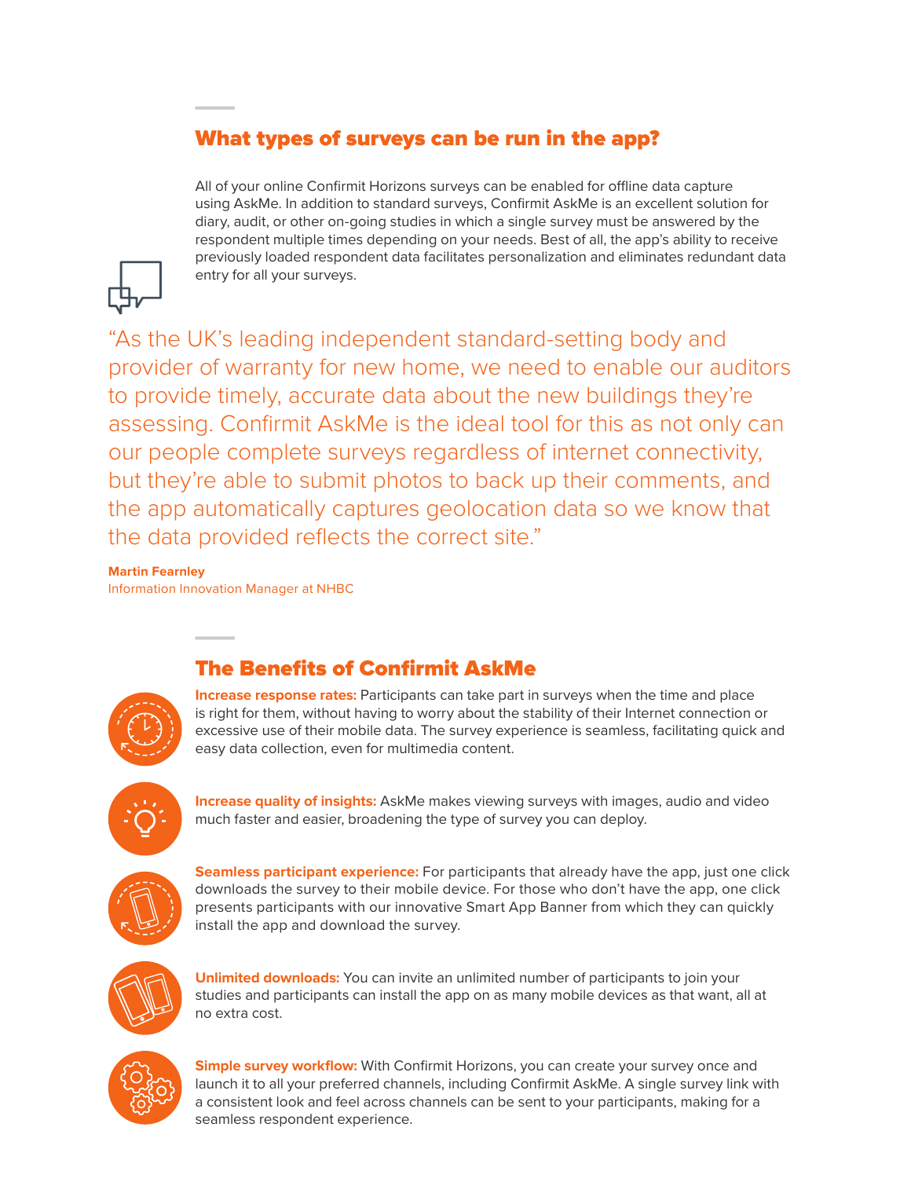## What types of surveys can be run in the app?

All of your online Confirmit Horizons surveys can be enabled for offline data capture using AskMe. In addition to standard surveys, Confirmit AskMe is an excellent solution for diary, audit, or other on-going studies in which a single survey must be answered by the respondent multiple times depending on your needs. Best of all, the app's ability to receive previously loaded respondent data facilitates personalization and eliminates redundant data entry for all your surveys.

> "As the UK's leading independent standard-setting body and provider of warranty for new home, we need to enable our auditors to provide timely, accurate data about the new buildings they're assessing. Confirmit AskMe is the ideal tool for this as not only can our people complete surveys regardless of internet connectivity, but they're able to submit photos to back up their comments, and the app automatically captures geolocation data so we know that the data provided reflects the correct site."

**Martin Fearnley**
Information Innovation Manager at NHBC

## The Benefits of Confirmit AskMe

**Increase response rates:** Participants can take part in surveys when the time and place is right for them, without having to worry about the stability of their Internet connection or excessive use of their mobile data. The survey experience is seamless, facilitating quick and easy data collection, even for multimedia content.

**Increase quality of insights:** AskMe makes viewing surveys with images, audio and video much faster and easier, broadening the type of survey you can deploy.

**Seamless participant experience:** For participants that already have the app, just one click downloads the survey to their mobile device. For those who don't have the app, one click presents participants with our innovative Smart App Banner from which they can quickly install the app and download the survey.

**Unlimited downloads:** You can invite an unlimited number of participants to join your studies and participants can install the app on as many mobile devices as that want, all at no extra cost.

**Simple survey workflow:** With Confirmit Horizons, you can create your survey once and launch it to all your preferred channels, including Confirmit AskMe. A single survey link with a consistent look and feel across channels can be sent to your participants, making for a seamless respondent experience.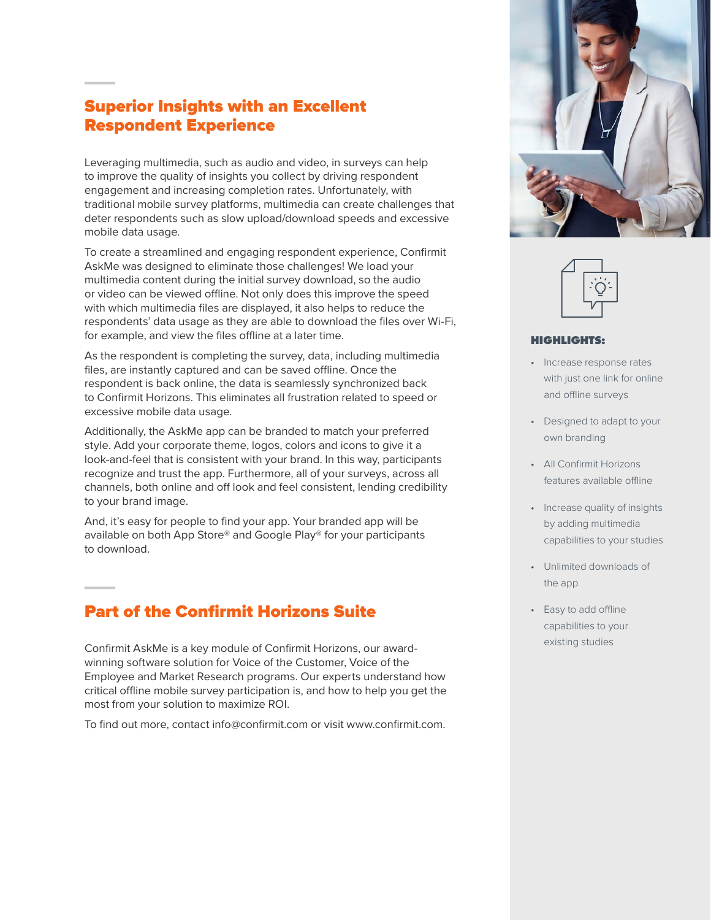## Superior Insights with an Excellent Respondent Experience

Leveraging multimedia, such as audio and video, in surveys can help to improve the quality of insights you collect by driving respondent engagement and increasing completion rates. Unfortunately, with traditional mobile survey platforms, multimedia can create challenges that deter respondents such as slow upload/download speeds and excessive mobile data usage.

To create a streamlined and engaging respondent experience, Confirmit AskMe was designed to eliminate those challenges! We load your multimedia content during the initial survey download, so the audio or video can be viewed offline. Not only does this improve the speed with which multimedia files are displayed, it also helps to reduce the respondents' data usage as they are able to download the files over Wi-Fi, for example, and view the files offline at a later time.

As the respondent is completing the survey, data, including multimedia files, are instantly captured and can be saved offline. Once the respondent is back online, the data is seamlessly synchronized back to Confirmit Horizons. This eliminates all frustration related to speed or excessive mobile data usage.

Additionally, the AskMe app can be branded to match your preferred style. Add your corporate theme, logos, colors and icons to give it a look-and-feel that is consistent with your brand. In this way, participants recognize and trust the app. Furthermore, all of your surveys, across all channels, both online and off look and feel consistent, lending credibility to your brand image.

And, it's easy for people to find your app. Your branded app will be available on both App Store® and Google Play® for your participants to download.

## Part of the Confirmit Horizons Suite

Confirmit AskMe is a key module of Confirmit Horizons, our award-winning software solution for Voice of the Customer, Voice of the Employee and Market Research programs. Our experts understand how critical offline mobile survey participation is, and how to help you get the most from your solution to maximize ROI.

To find out more, contact info@confirmit.com or visit www.confirmit.com.

### HIGHLIGHTS:

- Increase response rates with just one link for online and offline surveys
- Designed to adapt to your own branding
- All Confirmit Horizons features available offline
- Increase quality of insights by adding multimedia capabilities to your studies
- Unlimited downloads of the app
- Easy to add offline capabilities to your existing studies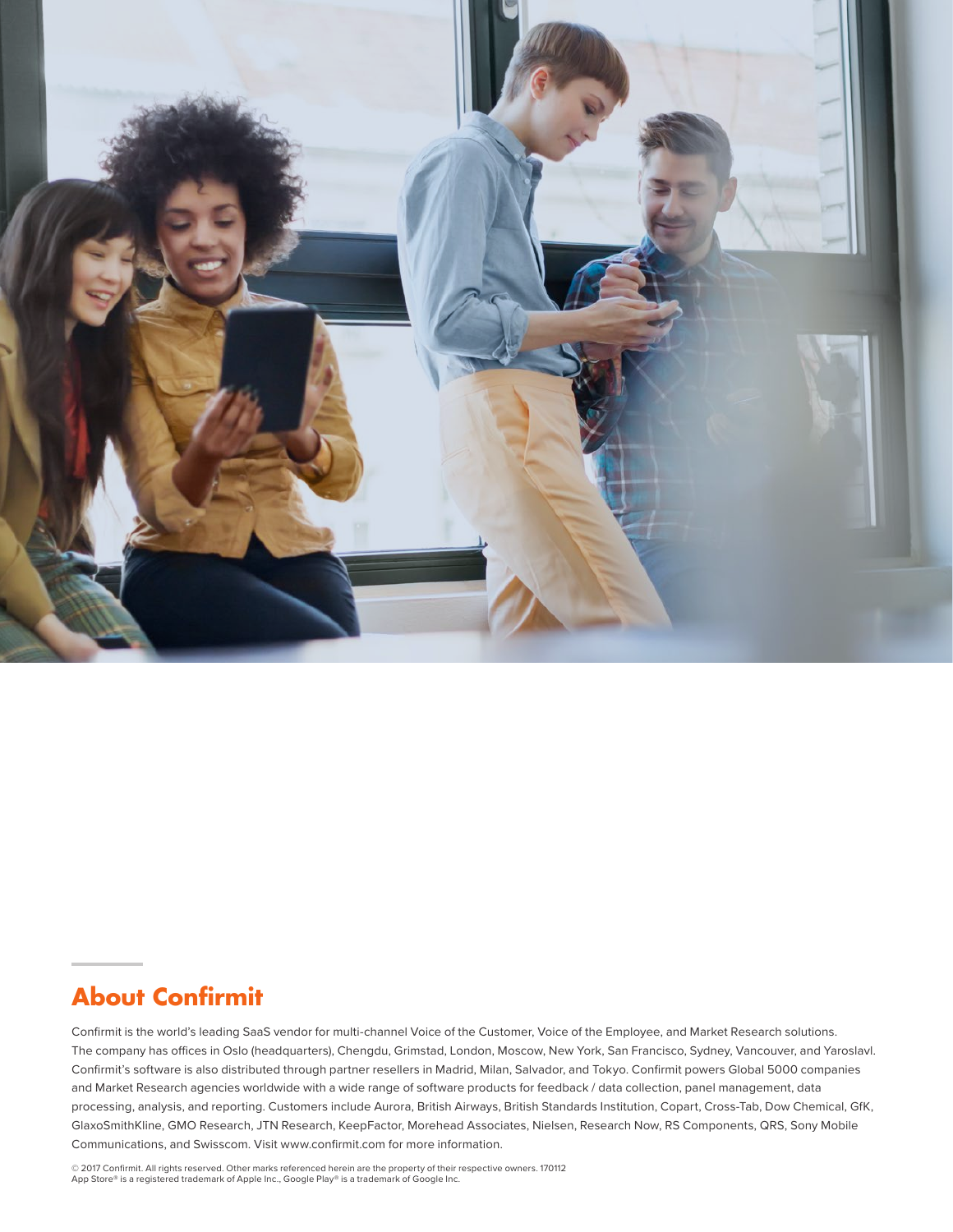## About Confirmit

Confirmit is the world's leading SaaS vendor for multi-channel Voice of the Customer, Voice of the Employee, and Market Research solutions. The company has offices in Oslo (headquarters), Chengdu, Grimstad, London, Moscow, New York, San Francisco, Sydney, Vancouver, and Yaroslavl. Confirmit's software is also distributed through partner resellers in Madrid, Milan, Salvador, and Tokyo. Confirmit powers Global 5000 companies and Market Research agencies worldwide with a wide range of software products for feedback / data collection, panel management, data processing, analysis, and reporting. Customers include Aurora, British Airways, British Standards Institution, Copart, Cross-Tab, Dow Chemical, GfK, GlaxoSmithKline, GMO Research, JTN Research, KeepFactor, Morehead Associates, Nielsen, Research Now, RS Components, QRS, Sony Mobile Communications, and Swisscom. Visit www.confirmit.com for more information.

© 2017 Confirmit. All rights reserved. Other marks referenced herein are the property of their respective owners. 170112
App Store® is a registered trademark of Apple Inc., Google Play® is a trademark of Google Inc.